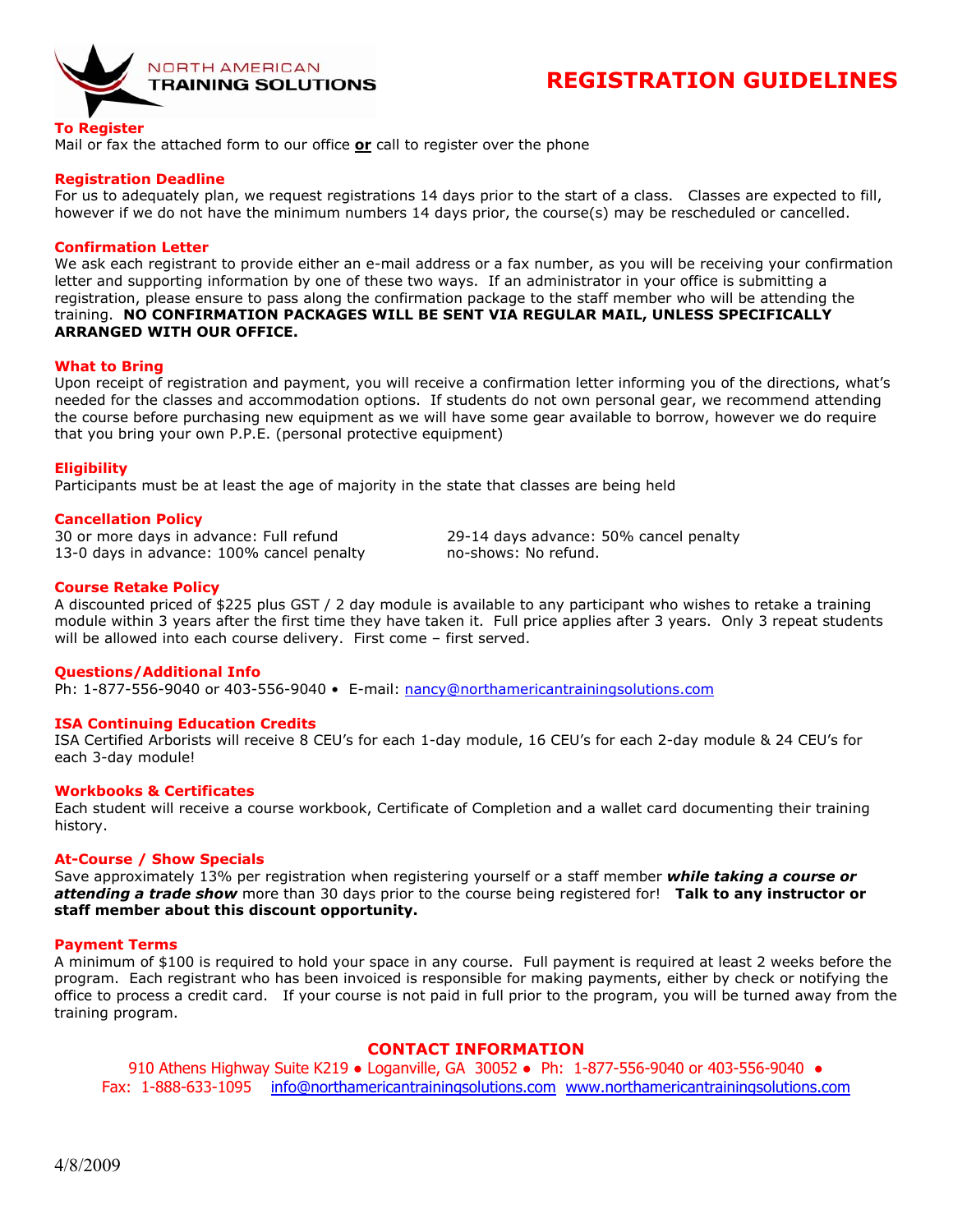NORTH AMERICAN
TRAINING SOLUTIONS

# REGISTRATION GUIDELINES

### To Register
Mail or fax the attached form to our office **or** call to register over the phone

### Registration Deadline
For us to adequately plan, we request registrations 14 days prior to the start of a class. Classes are expected to fill, however if we do not have the minimum numbers 14 days prior, the course(s) may be rescheduled or cancelled.

### Confirmation Letter
We ask each registrant to provide either an e-mail address or a fax number, as you will be receiving your confirmation letter and supporting information by one of these two ways. If an administrator in your office is submitting a registration, please ensure to pass along the confirmation package to the staff member who will be attending the training. **NO CONFIRMATION PACKAGES WILL BE SENT VIA REGULAR MAIL, UNLESS SPECIFICALLY ARRANGED WITH OUR OFFICE.**

### What to Bring
Upon receipt of registration and payment, you will receive a confirmation letter informing you of the directions, what's needed for the classes and accommodation options. If students do not own personal gear, we recommend attending the course before purchasing new equipment as we will have some gear available to borrow, however we do require that you bring your own P.P.E. (personal protective equipment)

### Eligibility
Participants must be at least the age of majority in the state that classes are being held

### Cancellation Policy
30 or more days in advance: Full refund
29-14 days advance: 50% cancel penalty
13-0 days in advance: 100% cancel penalty
no-shows: No refund.

### Course Retake Policy
A discounted priced of $225 plus GST / 2 day module is available to any participant who wishes to retake a training module within 3 years after the first time they have taken it. Full price applies after 3 years. Only 3 repeat students will be allowed into each course delivery. First come – first served.

### Questions/Additional Info
Ph: 1-877-556-9040 or 403-556-9040 • E-mail: nancy@northamericantrainingsolutions.com

### ISA Continuing Education Credits
ISA Certified Arborists will receive 8 CEU's for each 1-day module, 16 CEU's for each 2-day module & 24 CEU's for each 3-day module!

### Workbooks & Certificates
Each student will receive a course workbook, Certificate of Completion and a wallet card documenting their training history.

### At-Course / Show Specials
Save approximately 13% per registration when registering yourself or a staff member ***while taking a course or attending a trade show*** more than 30 days prior to the course being registered for! **Talk to any instructor or staff member about this discount opportunity.**

### Payment Terms
A minimum of $100 is required to hold your space in any course. Full payment is required at least 2 weeks before the program. Each registrant who has been invoiced is responsible for making payments, either by check or notifying the office to process a credit card. If your course is not paid in full prior to the program, you will be turned away from the training program.

## CONTACT INFORMATION
910 Athens Highway Suite K219 ● Loganville, GA 30052 ● Ph: 1-877-556-9040 or 403-556-9040 ●
Fax: 1-888-633-1095 info@northamericantrainingsolutions.com www.northamericantrainingsolutions.com

4/8/2009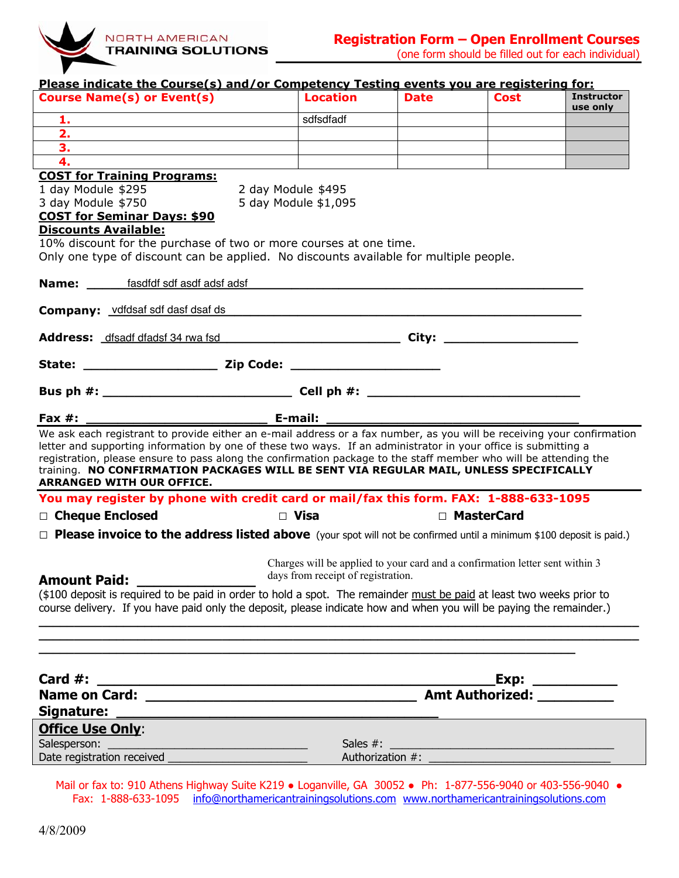NORTH AMERICAN TRAINING SOLUTIONS

# Registration Form – Open Enrollment Courses

(one form should be filled out for each individual)

**Please indicate the Course(s) and/or Competency Testing events you are registering for:**

| Course Name(s) or Event(s) | Location | Date | Cost | Instructor use only |
|---|---|---|---|---|
| 1. | sdfsdfadf | | | |
| 2. | | | | |
| 3. | | | | |
| 4. | | | | |

**COST for Training Programs:**

1 day Module $295
2 day Module $495
3 day Module $750
5 day Module $1,095

**COST for Seminar Days: $90**

**Discounts Available:**

10% discount for the purchase of two or more courses at one time.
Only one type of discount can be applied. No discounts available for multiple people.

**Name:** fasdfdf sdf asdf adsf adsf

**Company:** vdfdsaf sdf dasf dsaf ds

**Address:** dfsadf dfadsf 34 rwa fsd **City:** ____________

**State:** ____________ **Zip Code:** ____________

**Bus ph #:** ____________ **Cell ph #:** ____________

**Fax #:** ____________ **E-mail:** ____________

We ask each registrant to provide either an e-mail address or a fax number, as you will be receiving your confirmation letter and supporting information by one of these two ways. If an administrator in your office is submitting a registration, please ensure to pass along the confirmation package to the staff member who will be attending the training. **NO CONFIRMATION PACKAGES WILL BE SENT VIA REGULAR MAIL, UNLESS SPECIFICALLY ARRANGED WITH OUR OFFICE.**

**You may register by phone with credit card or mail/fax this form. FAX: 1-888-633-1095**

☐ **Cheque Enclosed** ☐ **Visa** ☐ **MasterCard**

☐ **Please invoice to the address listed above** (your spot will not be confirmed until a minimum $100 deposit is paid.)

Charges will be applied to your card and a confirmation letter sent within 3 days from receipt of registration.

**Amount Paid:** ____________

($100 deposit is required to be paid in order to hold a spot. The remainder must be paid at least two weeks prior to course delivery. If you have paid only the deposit, please indicate how and when you will be paying the remainder.)

________________________________________
________________________________________
________________________________________

**Card #:** ____________ **Exp:** ____________

**Name on Card:** ____________ **Amt Authorized:** ____________

**Signature:** ____________

**Office Use Only:**

Salesperson: ____________ Sales #: ____________

Date registration received ____________ Authorization #: ____________

Mail or fax to: 910 Athens Highway Suite K219 • Loganville, GA 30052 • Ph: 1-877-556-9040 or 403-556-9040 • Fax: 1-888-633-1095 info@northamericantrainingsolutions.com www.northamericantrainingsolutions.com

4/8/2009